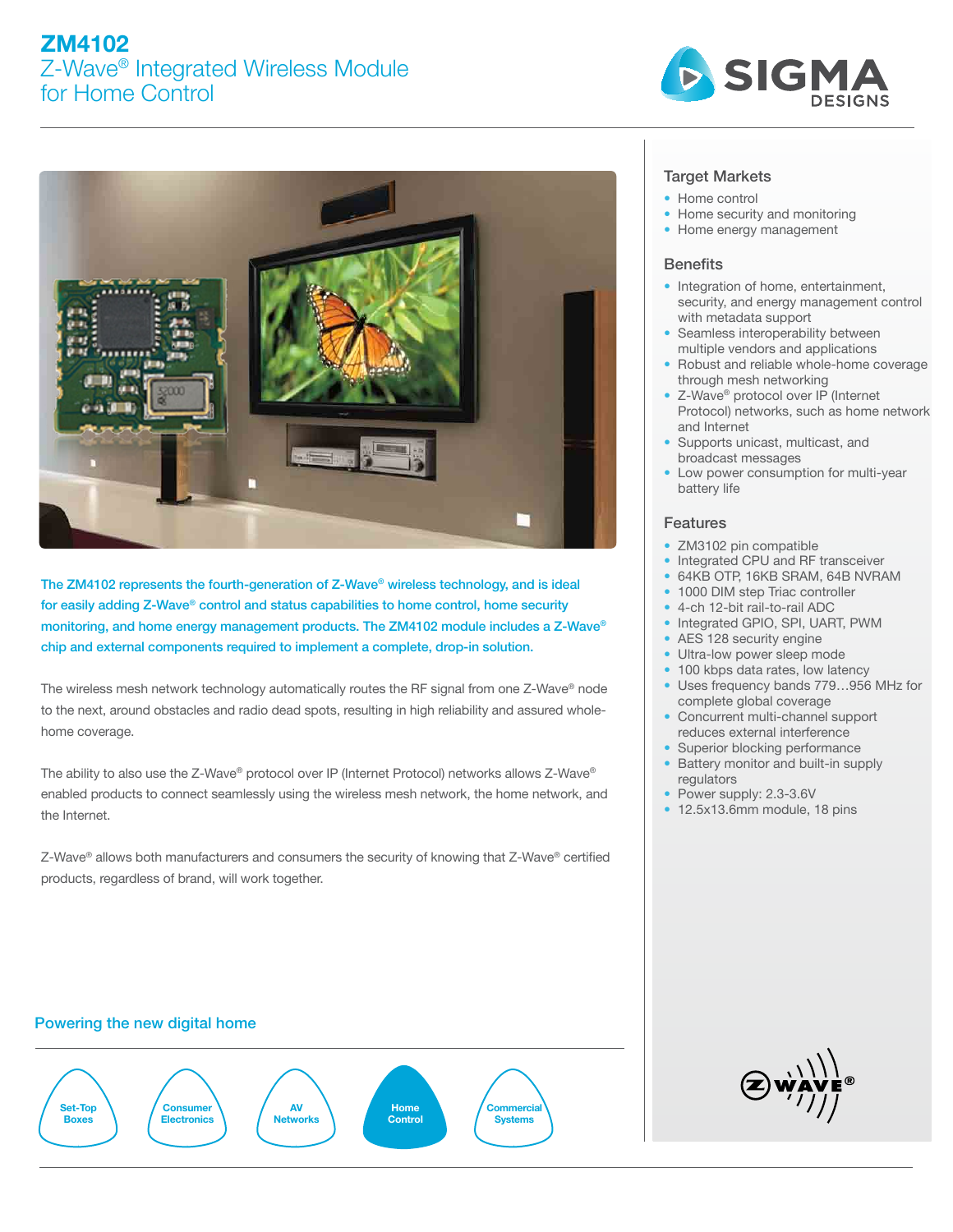# ZM4102

## Z-Wave® Integrated Wireless Module for Home Control

**The ZM4102 represents the fourth-generation of Z-Wave® wireless technology, and is ideal for easily adding Z-Wave® control and status capabilities to home control, home security monitoring, and home energy management products. The ZM4102 module includes a Z-Wave® chip and external components required to implement a complete, drop-in solution.**

The wireless mesh network technology automatically routes the RF signal from one Z-Wave® node to the next, around obstacles and radio dead spots, resulting in high reliability and assured whole-home coverage.

The ability to also use the Z-Wave® protocol over IP (Internet Protocol) networks allows Z-Wave® enabled products to connect seamlessly using the wireless mesh network, the home network, and the Internet.

Z-Wave® allows both manufacturers and consumers the security of knowing that Z-Wave® certified products, regardless of brand, will work together.

### Target Markets

- Home control
- Home security and monitoring
- Home energy management

### Benefits

- Integration of home, entertainment, security, and energy management control with metadata support
- Seamless interoperability between multiple vendors and applications
- Robust and reliable whole-home coverage through mesh networking
- Z-Wave® protocol over IP (Internet Protocol) networks, such as home network and Internet
- Supports unicast, multicast, and broadcast messages
- Low power consumption for multi-year battery life

### Features

- ZM3102 pin compatible
- Integrated CPU and RF transceiver
- 64KB OTP, 16KB SRAM, 64B NVRAM
- 1000 DIM step Triac controller
- 4-ch 12-bit rail-to-rail ADC
- Integrated GPIO, SPI, UART, PWM
- AES 128 security engine
- Ultra-low power sleep mode
- 100 kbps data rates, low latency
- Uses frequency bands 779…956 MHz for complete global coverage
- Concurrent multi-channel support reduces external interference
- Superior blocking performance
- Battery monitor and built-in supply regulators
- Power supply: 2.3-3.6V
- 12.5x13.6mm module, 18 pins

### Powering the new digital home

Set-Top Boxes | Consumer Electronics | AV Networks | **Home Control** | Commercial Systems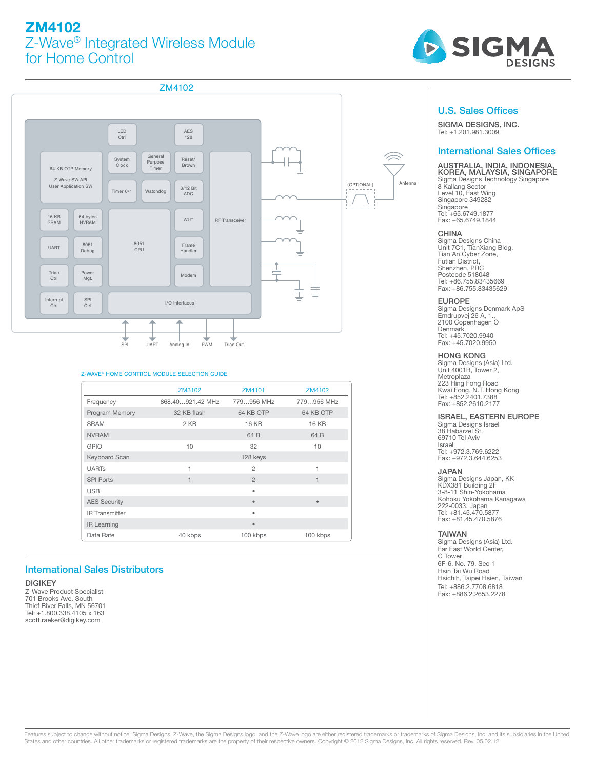# ZM4102

## Z-Wave® Integrated Wireless Module for Home Control

ZM4102

LED Ctrl
AES 128
64 KB OTP Memory
Z-Wave SW API
User Application SW
System Clock
General Purpose Timer
Reset/ Brown
Timer 0/1
Watchdog
8/12 Bit ADC
16 KB SRAM
64 bytes NVRAM
WUT
RF Transceiver
UART
8051 Debug
8051 CPU
Frame Handler
Triac Ctrl
Power Mgt.
Modem
Interrupt Ctrl
SPI Ctrl
I/O Interfaces
(OPTIONAL)
Antenna
SPI
UART
Analog In
PWM
Triac Out

Z-WAVE® HOME CONTROL MODULE SELECTION GUIDE

| | ZM3102 | ZM4101 | ZM4102 |
|---|---|---|---|
| Frequency | 868.40…921.42 MHz | 779…956 MHz | 779…956 MHz |
| Program Memory | 32 KB flash | 64 KB OTP | 64 KB OTP |
| SRAM | 2 KB | 16 KB | 16 KB |
| NVRAM | | 64 B | 64 B |
| GPIO | 10 | 32 | 10 |
| Keyboard Scan | | 128 keys | |
| UARTs | 1 | 2 | 1 |
| SPI Ports | 1 | 2 | 1 |
| USB | | • | |
| AES Security | | • | • |
| IR Transmitter | | • | |
| IR Learning | | • | |
| Data Rate | 40 kbps | 100 kbps | 100 kbps |

## International Sales Distributors

**DIGIKEY**
Z-Wave Product Specialist
701 Brooks Ave. South
Thief River Falls, MN 56701
Tel: +1.800.338.4105 x 163
scott.raeker@digikey.com

## U.S. Sales Offices

**SIGMA DESIGNS, INC.**
Tel: +1.201.981.3009

## International Sales Offices

**AUSTRALIA, INDIA, INDONESIA, KOREA, MALAYSIA, SINGAPORE**
Sigma Designs Technology Singapore
8 Kallang Sector
Level 10, East Wing
Singapore 349282
Singapore
Tel: +65.6749.1877
Fax: +65.6749.1844

**CHINA**
Sigma Designs China
Unit 7C1, TianXiang Bldg.
Tian'An Cyber Zone,
Futian District,
Shenzhen, PRC
Postcode 518048
Tel: +86.755.83435669
Fax: +86.755.83435629

**EUROPE**
Sigma Designs Denmark ApS
Emdrupvej 26 A, 1.,
2100 Copenhagen O
Denmark
Tel: +45.7020.9940
Fax: +45.7020.9950

**HONG KONG**
Sigma Designs (Asia) Ltd.
Unit 4001B, Tower 2,
Metroplaza
223 Hing Fong Road
Kwai Fong, N.T. Hong Kong
Tel: +852.2401.7388
Fax: +852.2610.2177

**ISRAEL, EASTERN EUROPE**
Sigma Designs Israel
38 Habarzel St.
69710 Tel Aviv
Israel
Tel: +972.3.769.6222
Fax: +972.3.644.6253

**JAPAN**
Sigma Designs Japan, KK
KDX381 Building 2F
3-8-11 Shin-Yokohama
Kohoku Yokohama Kanagawa
222-0033, Japan
Tel: +81.45.470.5877
Fax: +81.45.470.5876

**TAIWAN**
Sigma Designs (Asia) Ltd.
Far East World Center,
C Tower
6F-6, No. 79, Sec 1
Hsin Tai Wu Road
Hsichih, Taipei Hsien, Taiwan
Tel: +886.2.7708.6818
Fax: +886.2.2653.2278

Features subject to change without notice. Sigma Designs, Z-Wave, the Sigma Designs logo, and the Z-Wave logo are either registered trademarks or trademarks of Sigma Designs, Inc. and its subsidiaries in the United States and other countries. All other trademarks or registered trademarks are the property of their respective owners. Copyright © 2012 Sigma Designs, Inc. All rights reserved. Rev. 05.02.12